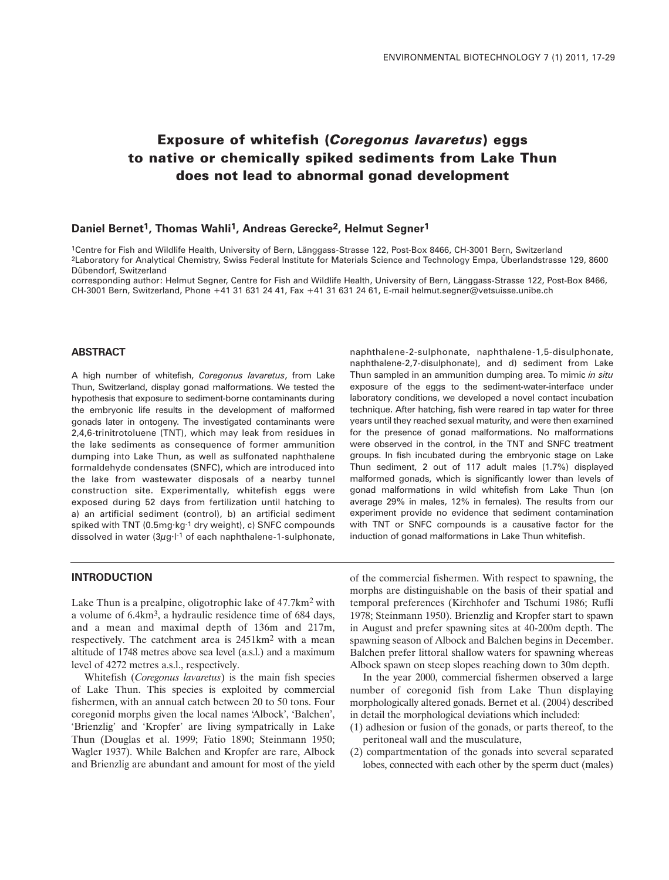# Exposure of whitefish (*Coregonus lavaretus*) eggs to native or chemically spiked sediments from Lake Thun does not lead to abnormal gonad development

**Daniel Bernet[1], Thomas Wahli[1], Andreas Gerecke[2], Helmut Segner[1]**

[1]Centre for Fish and Wildlife Health, University of Bern, Länggass-Strasse 122, Post-Box 8466, CH-3001 Bern, Switzerland
[2]Laboratory for Analytical Chemistry, Swiss Federal Institute for Materials Science and Technology Empa, Überlandstrasse 129, 8600 Dübendorf, Switzerland
corresponding author: Helmut Segner, Centre for Fish and Wildlife Health, University of Bern, Länggass-Strasse 122, Post-Box 8466, CH-3001 Bern, Switzerland, Phone +41 31 631 24 41, Fax +41 31 631 24 61, E-mail helmut.segner@vetsuisse.unibe.ch

## ABSTRACT

A high number of whitefish, *Coregonus lavaretus*, from Lake Thun, Switzerland, display gonad malformations. We tested the hypothesis that exposure to sediment-borne contaminants during the embryonic life results in the development of malformed gonads later in ontogeny. The investigated contaminants were 2,4,6-trinitrotoluene (TNT), which may leak from residues in the lake sediments as consequence of former ammunition dumping into Lake Thun, as well as sulfonated naphthalene formaldehyde condensates (SNFC), which are introduced into the lake from wastewater disposals of a nearby tunnel construction site. Experimentally, whitefish eggs were exposed during 52 days from fertilization until hatching to a) an artificial sediment (control), b) an artificial sediment spiked with TNT (0.5mg·kg$^{-1}$ dry weight), c) SNFC compounds dissolved in water (3$\mu$g·l$^{-1}$ of each naphthalene-1-sulphonate, naphthalene-2-sulphonate, naphthalene-1,5-disulphonate, naphthalene-2,7-disulphonate), and d) sediment from Lake Thun sampled in an ammunition dumping area. To mimic *in situ* exposure of the eggs to the sediment-water-interface under laboratory conditions, we developed a novel contact incubation technique. After hatching, fish were reared in tap water for three years until they reached sexual maturity, and were then examined for the presence of gonad malformations. No malformations were observed in the control, in the TNT and SNFC treatment groups. In fish incubated during the embryonic stage on Lake Thun sediment, 2 out of 117 adult males (1.7%) displayed malformed gonads, which is significantly lower than levels of gonad malformations in wild whitefish from Lake Thun (on average 29% in males, 12% in females). The results from our experiment provide no evidence that sediment contamination with TNT or SNFC compounds is a causative factor for the induction of gonad malformations in Lake Thun whitefish.

## INTRODUCTION

Lake Thun is a prealpine, oligotrophic lake of 47.7km$^2$ with a volume of 6.4km$^3$, a hydraulic residence time of 684 days, and a mean and maximal depth of 136m and 217m, respectively. The catchment area is 2451km$^2$ with a mean altitude of 1748 metres above sea level (a.s.l.) and a maximum level of 4272 metres a.s.l., respectively.

Whitefish (*Coregonus lavaretus*) is the main fish species of Lake Thun. This species is exploited by commercial fishermen, with an annual catch between 20 to 50 tons. Four coregonid morphs given the local names 'Albock', 'Balchen', 'Brienzlig' and 'Kropfer' are living sympatrically in Lake Thun (Douglas et al. 1999; Fatio 1890; Steinmann 1950; Wagler 1937). While Balchen and Kropfer are rare, Albock and Brienzlig are abundant and amount for most of the yield of the commercial fishermen. With respect to spawning, the morphs are distinguishable on the basis of their spatial and temporal preferences (Kirchhofer and Tschumi 1986; Rufli 1978; Steinmann 1950). Brienzlig and Kropfer start to spawn in August and prefer spawning sites at 40-200m depth. The spawning season of Albock and Balchen begins in December. Balchen prefer littoral shallow waters for spawning whereas Albock spawn on steep slopes reaching down to 30m depth.

In the year 2000, commercial fishermen observed a large number of coregonid fish from Lake Thun displaying morphologically altered gonads. Bernet et al. (2004) described in detail the morphological deviations which included:

(1) adhesion or fusion of the gonads, or parts thereof, to the peritoneal wall and the musculature,
(2) compartmentation of the gonads into several separated lobes, connected with each other by the sperm duct (males)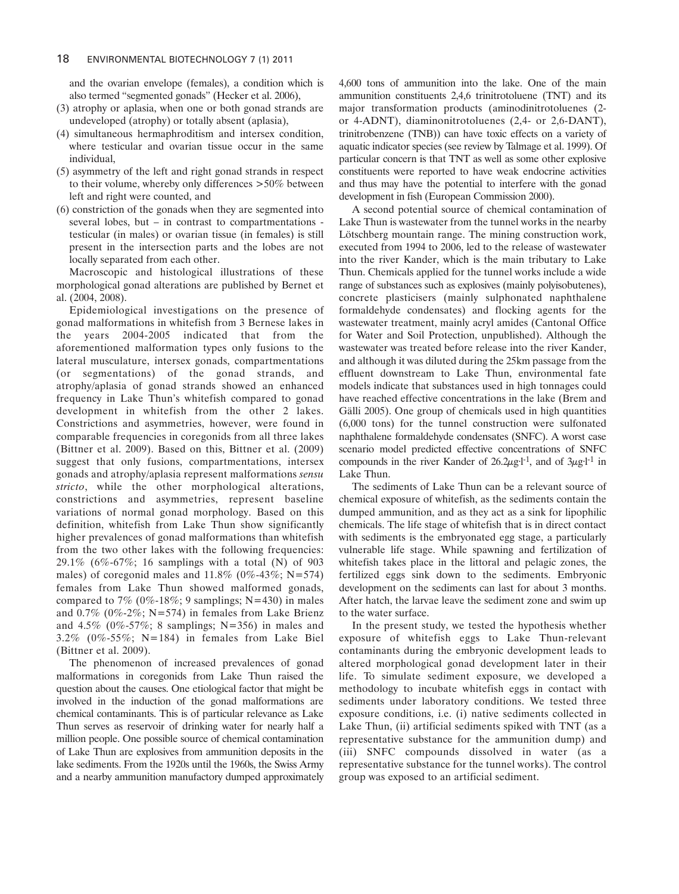and the ovarian envelope (females), a condition which is also termed "segmented gonads" (Hecker et al. 2006),

(3) atrophy or aplasia, when one or both gonad strands are undeveloped (atrophy) or totally absent (aplasia),

(4) simultaneous hermaphroditism and intersex condition, where testicular and ovarian tissue occur in the same individual,

(5) asymmetry of the left and right gonad strands in respect to their volume, whereby only differences >50% between left and right were counted, and

(6) constriction of the gonads when they are segmented into several lobes, but – in contrast to compartmentations - testicular (in males) or ovarian tissue (in females) is still present in the intersection parts and the lobes are not locally separated from each other.

Macroscopic and histological illustrations of these morphological gonad alterations are published by Bernet et al. (2004, 2008).

Epidemiological investigations on the presence of gonad malformations in whitefish from 3 Bernese lakes in the years 2004-2005 indicated that from the aforementioned malformation types only fusions to the lateral musculature, intersex gonads, compartmentations (or segmentations) of the gonad strands, and atrophy/aplasia of gonad strands showed an enhanced frequency in Lake Thun's whitefish compared to gonad development in whitefish from the other 2 lakes. Constrictions and asymmetries, however, were found in comparable frequencies in coregonids from all three lakes (Bittner et al. 2009). Based on this, Bittner et al. (2009) suggest that only fusions, compartmentations, intersex gonads and atrophy/aplasia represent malformations *sensu stricto*, while the other morphological alterations, constrictions and asymmetries, represent baseline variations of normal gonad morphology. Based on this definition, whitefish from Lake Thun show significantly higher prevalences of gonad malformations than whitefish from the two other lakes with the following frequencies: 29.1% (6%-67%; 16 samplings with a total (N) of 903 males) of coregonid males and 11.8% (0%-43%; N=574) females from Lake Thun showed malformed gonads, compared to 7% (0%-18%; 9 samplings; N=430) in males and 0.7% (0%-2%; N=574) in females from Lake Brienz and 4.5% (0%-57%; 8 samplings; N=356) in males and 3.2% (0%-55%; N=184) in females from Lake Biel (Bittner et al. 2009).

The phenomenon of increased prevalences of gonad malformations in coregonids from Lake Thun raised the question about the causes. One etiological factor that might be involved in the induction of the gonad malformations are chemical contaminants. This is of particular relevance as Lake Thun serves as reservoir of drinking water for nearly half a million people. One possible source of chemical contamination of Lake Thun are explosives from ammunition deposits in the lake sediments. From the 1920s until the 1960s, the Swiss Army and a nearby ammunition manufactory dumped approximately 4,600 tons of ammunition into the lake. One of the main ammunition constituents 2,4,6 trinitrotoluene (TNT) and its major transformation products (aminodinitrotoluenes (2- or 4-ADNT), diaminonitrotoluenes (2,4- or 2,6-DANT), trinitrobenzene (TNB)) can have toxic effects on a variety of aquatic indicator species (see review by Talmage et al. 1999). Of particular concern is that TNT as well as some other explosive constituents were reported to have weak endocrine activities and thus may have the potential to interfere with the gonad development in fish (European Commission 2000).

A second potential source of chemical contamination of Lake Thun is wastewater from the tunnel works in the nearby Lötschberg mountain range. The mining construction work, executed from 1994 to 2006, led to the release of wastewater into the river Kander, which is the main tributary to Lake Thun. Chemicals applied for the tunnel works include a wide range of substances such as explosives (mainly polyisobutenes), concrete plasticisers (mainly sulphonated naphthalene formaldehyde condensates) and flocking agents for the wastewater treatment, mainly acryl amides (Cantonal Office for Water and Soil Protection, unpublished). Although the wastewater was treated before release into the river Kander, and although it was diluted during the 25km passage from the effluent downstream to Lake Thun, environmental fate models indicate that substances used in high tonnages could have reached effective concentrations in the lake (Brem and Gälli 2005). One group of chemicals used in high quantities (6,000 tons) for the tunnel construction were sulfonated naphthalene formaldehyde condensates (SNFC). A worst case scenario model predicted effective concentrations of SNFC compounds in the river Kander of $26.2 \mu g \cdot l^{-1}$, and of $3 \mu g \cdot l^{-1}$ in Lake Thun.

The sediments of Lake Thun can be a relevant source of chemical exposure of whitefish, as the sediments contain the dumped ammunition, and as they act as a sink for lipophilic chemicals. The life stage of whitefish that is in direct contact with sediments is the embryonated egg stage, a particularly vulnerable life stage. While spawning and fertilization of whitefish takes place in the littoral and pelagic zones, the fertilized eggs sink down to the sediments. Embryonic development on the sediments can last for about 3 months. After hatch, the larvae leave the sediment zone and swim up to the water surface.

In the present study, we tested the hypothesis whether exposure of whitefish eggs to Lake Thun-relevant contaminants during the embryonic development leads to altered morphological gonad development later in their life. To simulate sediment exposure, we developed a methodology to incubate whitefish eggs in contact with sediments under laboratory conditions. We tested three exposure conditions, i.e. (i) native sediments collected in Lake Thun, (ii) artificial sediments spiked with TNT (as a representative substance for the ammunition dump) and (iii) SNFC compounds dissolved in water (as a representative substance for the tunnel works). The control group was exposed to an artificial sediment.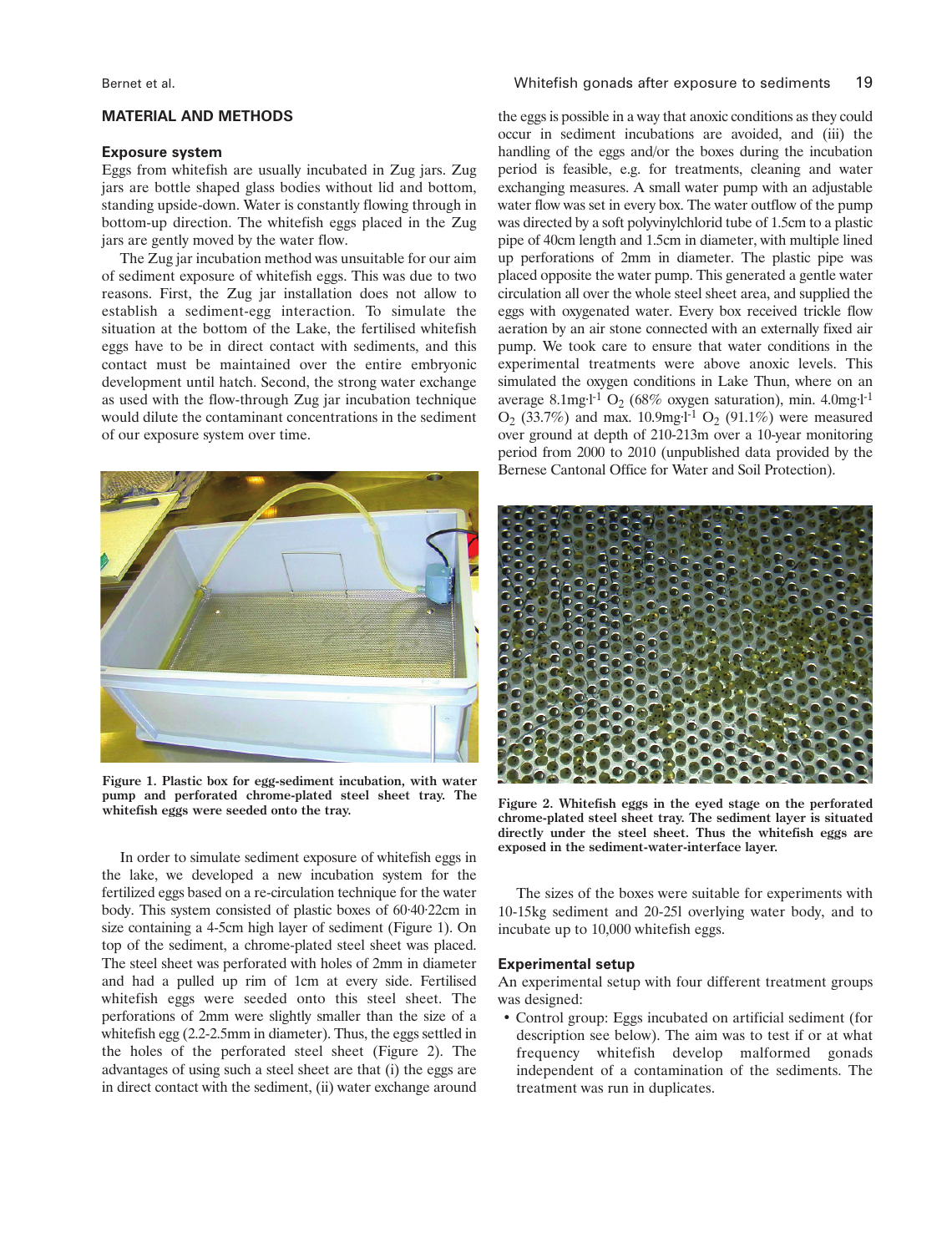## MATERIAL AND METHODS

### Exposure system

Eggs from whitefish are usually incubated in Zug jars. Zug jars are bottle shaped glass bodies without lid and bottom, standing upside-down. Water is constantly flowing through in bottom-up direction. The whitefish eggs placed in the Zug jars are gently moved by the water flow.

The Zug jar incubation method was unsuitable for our aim of sediment exposure of whitefish eggs. This was due to two reasons. First, the Zug jar installation does not allow to establish a sediment-egg interaction. To simulate the situation at the bottom of the Lake, the fertilised whitefish eggs have to be in direct contact with sediments, and this contact must be maintained over the entire embryonic development until hatch. Second, the strong water exchange as used with the flow-through Zug jar incubation technique would dilute the contaminant concentrations in the sediment of our exposure system over time.

**Figure 1. Plastic box for egg-sediment incubation, with water pump and perforated chrome-plated steel sheet tray. The whitefish eggs were seeded onto the tray.**

In order to simulate sediment exposure of whitefish eggs in the lake, we developed a new incubation system for the fertilized eggs based on a re-circulation technique for the water body. This system consisted of plastic boxes of 60·40·22cm in size containing a 4-5cm high layer of sediment (Figure 1). On top of the sediment, a chrome-plated steel sheet was placed. The steel sheet was perforated with holes of 2mm in diameter and had a pulled up rim of 1cm at every side. Fertilised whitefish eggs were seeded onto this steel sheet. The perforations of 2mm were slightly smaller than the size of a whitefish egg (2.2-2.5mm in diameter). Thus, the eggs settled in the holes of the perforated steel sheet (Figure 2). The advantages of using such a steel sheet are that (i) the eggs are in direct contact with the sediment, (ii) water exchange around the eggs is possible in a way that anoxic conditions as they could occur in sediment incubations are avoided, and (iii) the handling of the eggs and/or the boxes during the incubation period is feasible, e.g. for treatments, cleaning and water exchanging measures. A small water pump with an adjustable water flow was set in every box. The water outflow of the pump was directed by a soft polyvinylchlorid tube of 1.5cm to a plastic pipe of 40cm length and 1.5cm in diameter, with multiple lined up perforations of 2mm in diameter. The plastic pipe was placed opposite the water pump. This generated a gentle water circulation all over the whole steel sheet area, and supplied the eggs with oxygenated water. Every box received trickle flow aeration by an air stone connected with an externally fixed air pump. We took care to ensure that water conditions in the experimental treatments were above anoxic levels. This simulated the oxygen conditions in Lake Thun, where on an average 8.1mg·l$^{-1}$ $O_2$ (68% oxygen saturation), min. 4.0mg·l$^{-1}$ $O_2$ (33.7%) and max. 10.9mg·l$^{-1}$ $O_2$ (91.1%) were measured over ground at depth of 210-213m over a 10-year monitoring period from 2000 to 2010 (unpublished data provided by the Bernese Cantonal Office for Water and Soil Protection).

**Figure 2. Whitefish eggs in the eyed stage on the perforated chrome-plated steel sheet tray. The sediment layer is situated directly under the steel sheet. Thus the whitefish eggs are exposed in the sediment-water-interface layer.**

The sizes of the boxes were suitable for experiments with 10-15kg sediment and 20-25l overlying water body, and to incubate up to 10,000 whitefish eggs.

### Experimental setup

An experimental setup with four different treatment groups was designed:

- Control group: Eggs incubated on artificial sediment (for description see below). The aim was to test if or at what frequency whitefish develop malformed gonads independent of a contamination of the sediments. The treatment was run in duplicates.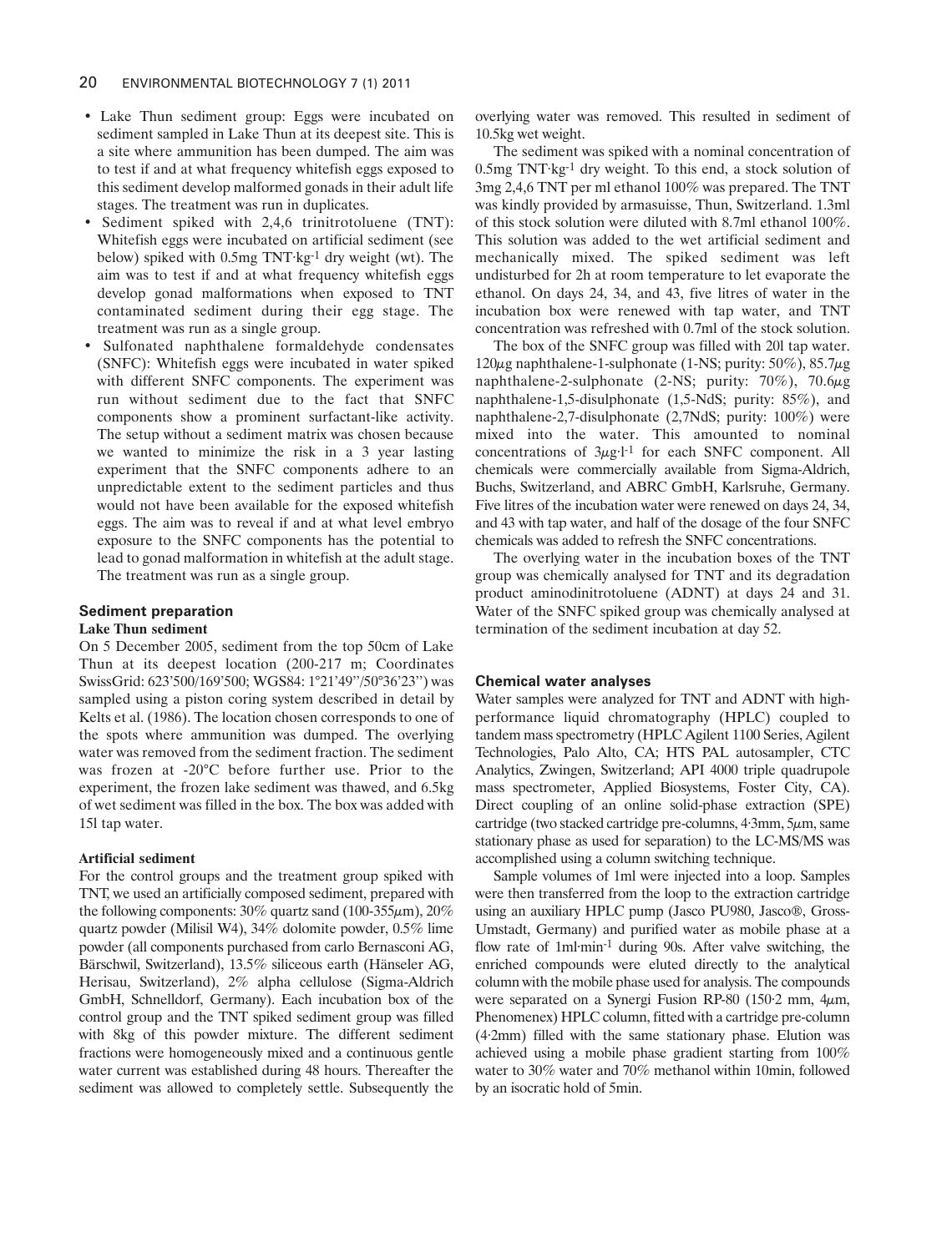- Lake Thun sediment group: Eggs were incubated on sediment sampled in Lake Thun at its deepest site. This is a site where ammunition has been dumped. The aim was to test if and at what frequency whitefish eggs exposed to this sediment develop malformed gonads in their adult life stages. The treatment was run in duplicates.
- Sediment spiked with 2,4,6 trinitrotoluene (TNT): Whitefish eggs were incubated on artificial sediment (see below) spiked with 0.5mg TNT·kg$^{-1}$ dry weight (wt). The aim was to test if and at what frequency whitefish eggs develop gonad malformations when exposed to TNT contaminated sediment during their egg stage. The treatment was run as a single group.
- Sulfonated naphthalene formaldehyde condensates (SNFC): Whitefish eggs were incubated in water spiked with different SNFC components. The experiment was run without sediment due to the fact that SNFC components show a prominent surfactant-like activity. The setup without a sediment matrix was chosen because we wanted to minimize the risk in a 3 year lasting experiment that the SNFC components adhere to an unpredictable extent to the sediment particles and thus would not have been available for the exposed whitefish eggs. The aim was to reveal if and at what level embryo exposure to the SNFC components has the potential to lead to gonad malformation in whitefish at the adult stage. The treatment was run as a single group.

## Sediment preparation

### Lake Thun sediment

On 5 December 2005, sediment from the top 50cm of Lake Thun at its deepest location (200-217 m; Coordinates SwissGrid: 623'500/169'500; WGS84: 1°21'49''/50°36'23'') was sampled using a piston coring system described in detail by Kelts et al. (1986). The location chosen corresponds to one of the spots where ammunition was dumped. The overlying water was removed from the sediment fraction. The sediment was frozen at -20°C before further use. Prior to the experiment, the frozen lake sediment was thawed, and 6.5kg of wet sediment was filled in the box. The box was added with 15l tap water.

### Artificial sediment

For the control groups and the treatment group spiked with TNT, we used an artificially composed sediment, prepared with the following components: 30% quartz sand (100-355μm), 20% quartz powder (Milisil W4), 34% dolomite powder, 0.5% lime powder (all components purchased from carlo Bernasconi AG, Bärschwil, Switzerland), 13.5% siliceous earth (Hänseler AG, Herisau, Switzerland), 2% alpha cellulose (Sigma-Aldrich GmbH, Schnelldorf, Germany). Each incubation box of the control group and the TNT spiked sediment group was filled with 8kg of this powder mixture. The different sediment fractions were homogeneously mixed and a continuous gentle water current was established during 48 hours. Thereafter the sediment was allowed to completely settle. Subsequently the overlying water was removed. This resulted in sediment of 10.5kg wet weight.

The sediment was spiked with a nominal concentration of 0.5mg TNT·kg$^{-1}$ dry weight. To this end, a stock solution of 3mg 2,4,6 TNT per ml ethanol 100% was prepared. The TNT was kindly provided by armasuisse, Thun, Switzerland. 1.3ml of this stock solution were diluted with 8.7ml ethanol 100%. This solution was added to the wet artificial sediment and mechanically mixed. The spiked sediment was left undisturbed for 2h at room temperature to let evaporate the ethanol. On days 24, 34, and 43, five litres of water in the incubation box were renewed with tap water, and TNT concentration was refreshed with 0.7ml of the stock solution.

The box of the SNFC group was filled with 20l tap water. 120μg naphthalene-1-sulphonate (1-NS; purity: 50%), 85.7μg naphthalene-2-sulphonate (2-NS; purity: 70%), 70.6μg naphthalene-1,5-disulphonate (1,5-NdS; purity: 85%), and naphthalene-2,7-disulphonate (2,7NdS; purity: 100%) were mixed into the water. This amounted to nominal concentrations of 3μg·l$^{-1}$ for each SNFC component. All chemicals were commercially available from Sigma-Aldrich, Buchs, Switzerland, and ABRC GmbH, Karlsruhe, Germany. Five litres of the incubation water were renewed on days 24, 34, and 43 with tap water, and half of the dosage of the four SNFC chemicals was added to refresh the SNFC concentrations.

The overlying water in the incubation boxes of the TNT group was chemically analysed for TNT and its degradation product aminodinitrotoluene (ADNT) at days 24 and 31. Water of the SNFC spiked group was chemically analysed at termination of the sediment incubation at day 52.

## Chemical water analyses

Water samples were analyzed for TNT and ADNT with high-performance liquid chromatography (HPLC) coupled to tandem mass spectrometry (HPLC Agilent 1100 Series, Agilent Technologies, Palo Alto, CA; HTS PAL autosampler, CTC Analytics, Zwingen, Switzerland; API 4000 triple quadrupole mass spectrometer, Applied Biosystems, Foster City, CA). Direct coupling of an online solid-phase extraction (SPE) cartridge (two stacked cartridge pre-columns, 4·3mm, 5μm, same stationary phase as used for separation) to the LC-MS/MS was accomplished using a column switching technique.

Sample volumes of 1ml were injected into a loop. Samples were then transferred from the loop to the extraction cartridge using an auxiliary HPLC pump (Jasco PU980, Jasco®, Gross-Umstadt, Germany) and purified water as mobile phase at a flow rate of 1ml·min$^{-1}$ during 90s. After valve switching, the enriched compounds were eluted directly to the analytical column with the mobile phase used for analysis. The compounds were separated on a Synergi Fusion RP-80 (150·2 mm, 4μm, Phenomenex) HPLC column, fitted with a cartridge pre-column (4·2mm) filled with the same stationary phase. Elution was achieved using a mobile phase gradient starting from 100% water to 30% water and 70% methanol within 10min, followed by an isocratic hold of 5min.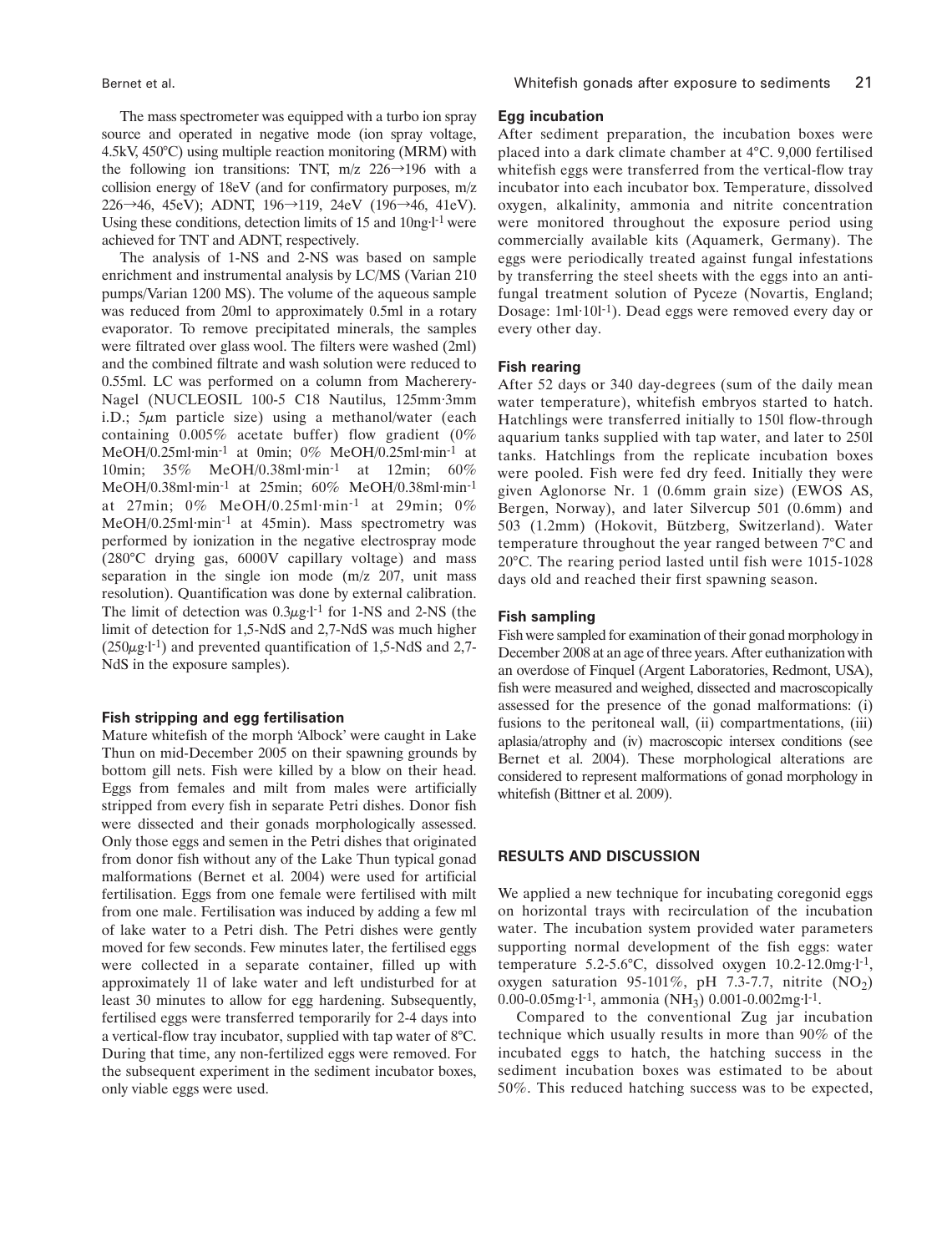The mass spectrometer was equipped with a turbo ion spray source and operated in negative mode (ion spray voltage, 4.5kV, 450°C) using multiple reaction monitoring (MRM) with the following ion transitions: TNT, m/z 226→196 with a collision energy of 18eV (and for confirmatory purposes, m/z 226→46, 45eV); ADNT, 196→119, 24eV (196→46, 41eV). Using these conditions, detection limits of 15 and 10ng·l$^{-1}$ were achieved for TNT and ADNT, respectively.

The analysis of 1-NS and 2-NS was based on sample enrichment and instrumental analysis by LC/MS (Varian 210 pumps/Varian 1200 MS). The volume of the aqueous sample was reduced from 20ml to approximately 0.5ml in a rotary evaporator. To remove precipitated minerals, the samples were filtrated over glass wool. The filters were washed (2ml) and the combined filtrate and wash solution were reduced to 0.55ml. LC was performed on a column from Macherery-Nagel (NUCLEOSIL 100-5 C18 Nautilus, 125mm·3mm i.D.; 5$\mu$m particle size) using a methanol/water (each containing 0.005% acetate buffer) flow gradient (0% MeOH/0.25ml·min$^{-1}$ at 0min; 0% MeOH/0.25ml·min$^{-1}$ at 10min; 35% MeOH/0.38ml·min$^{-1}$ at 12min; 60% MeOH/0.38ml·min$^{-1}$ at 25min; 60% MeOH/0.38ml·min$^{-1}$ at 27min; 0% MeOH/0.25ml·min$^{-1}$ at 29min; 0% MeOH/0.25ml·min$^{-1}$ at 45min). Mass spectrometry was performed by ionization in the negative electrospray mode (280°C drying gas, 6000V capillary voltage) and mass separation in the single ion mode (m/z 207, unit mass resolution). Quantification was done by external calibration. The limit of detection was 0.3$\mu$g·l$^{-1}$ for 1-NS and 2-NS (the limit of detection for 1,5-NdS and 2,7-NdS was much higher (250$\mu$g·l$^{-1}$) and prevented quantification of 1,5-NdS and 2,7-NdS in the exposure samples).

### Fish stripping and egg fertilisation

Mature whitefish of the morph 'Albock' were caught in Lake Thun on mid-December 2005 on their spawning grounds by bottom gill nets. Fish were killed by a blow on their head. Eggs from females and milt from males were artificially stripped from every fish in separate Petri dishes. Donor fish were dissected and their gonads morphologically assessed. Only those eggs and semen in the Petri dishes that originated from donor fish without any of the Lake Thun typical gonad malformations (Bernet et al. 2004) were used for artificial fertilisation. Eggs from one female were fertilised with milt from one male. Fertilisation was induced by adding a few ml of lake water to a Petri dish. The Petri dishes were gently moved for few seconds. Few minutes later, the fertilised eggs were collected in a separate container, filled up with approximately 1l of lake water and left undisturbed for at least 30 minutes to allow for egg hardening. Subsequently, fertilised eggs were transferred temporarily for 2-4 days into a vertical-flow tray incubator, supplied with tap water of 8°C. During that time, any non-fertilized eggs were removed. For the subsequent experiment in the sediment incubator boxes, only viable eggs were used.

### Egg incubation

After sediment preparation, the incubation boxes were placed into a dark climate chamber at 4°C. 9,000 fertilised whitefish eggs were transferred from the vertical-flow tray incubator into each incubator box. Temperature, dissolved oxygen, alkalinity, ammonia and nitrite concentration were monitored throughout the exposure period using commercially available kits (Aquamerk, Germany). The eggs were periodically treated against fungal infestations by transferring the steel sheets with the eggs into an anti-fungal treatment solution of Pyceze (Novartis, England; Dosage: 1ml·10l$^{-1}$). Dead eggs were removed every day or every other day.

### Fish rearing

After 52 days or 340 day-degrees (sum of the daily mean water temperature), whitefish embryos started to hatch. Hatchlings were transferred initially to 150l flow-through aquarium tanks supplied with tap water, and later to 250l tanks. Hatchlings from the replicate incubation boxes were pooled. Fish were fed dry feed. Initially they were given Aglonorse Nr. 1 (0.6mm grain size) (EWOS AS, Bergen, Norway), and later Silvercup 501 (0.6mm) and 503 (1.2mm) (Hokovit, Bützberg, Switzerland). Water temperature throughout the year ranged between 7°C and 20°C. The rearing period lasted until fish were 1015-1028 days old and reached their first spawning season.

### Fish sampling

Fish were sampled for examination of their gonad morphology in December 2008 at an age of three years. After euthanization with an overdose of Finquel (Argent Laboratories, Redmont, USA), fish were measured and weighed, dissected and macroscopically assessed for the presence of the gonad malformations: (i) fusions to the peritoneal wall, (ii) compartmentations, (iii) aplasia/atrophy and (iv) macroscopic intersex conditions (see Bernet et al. 2004). These morphological alterations are considered to represent malformations of gonad morphology in whitefish (Bittner et al. 2009).

## RESULTS AND DISCUSSION

We applied a new technique for incubating coregonid eggs on horizontal trays with recirculation of the incubation water. The incubation system provided water parameters supporting normal development of the fish eggs: water temperature 5.2-5.6°C, dissolved oxygen 10.2-12.0mg·l$^{-1}$, oxygen saturation 95-101%, pH 7.3-7.7, nitrite ($NO_2$) 0.00-0.05mg·l$^{-1}$, ammonia ($NH_3$) 0.001-0.002mg·l$^{-1}$.

Compared to the conventional Zug jar incubation technique which usually results in more than 90% of the incubated eggs to hatch, the hatching success in the sediment incubation boxes was estimated to be about 50%. This reduced hatching success was to be expected,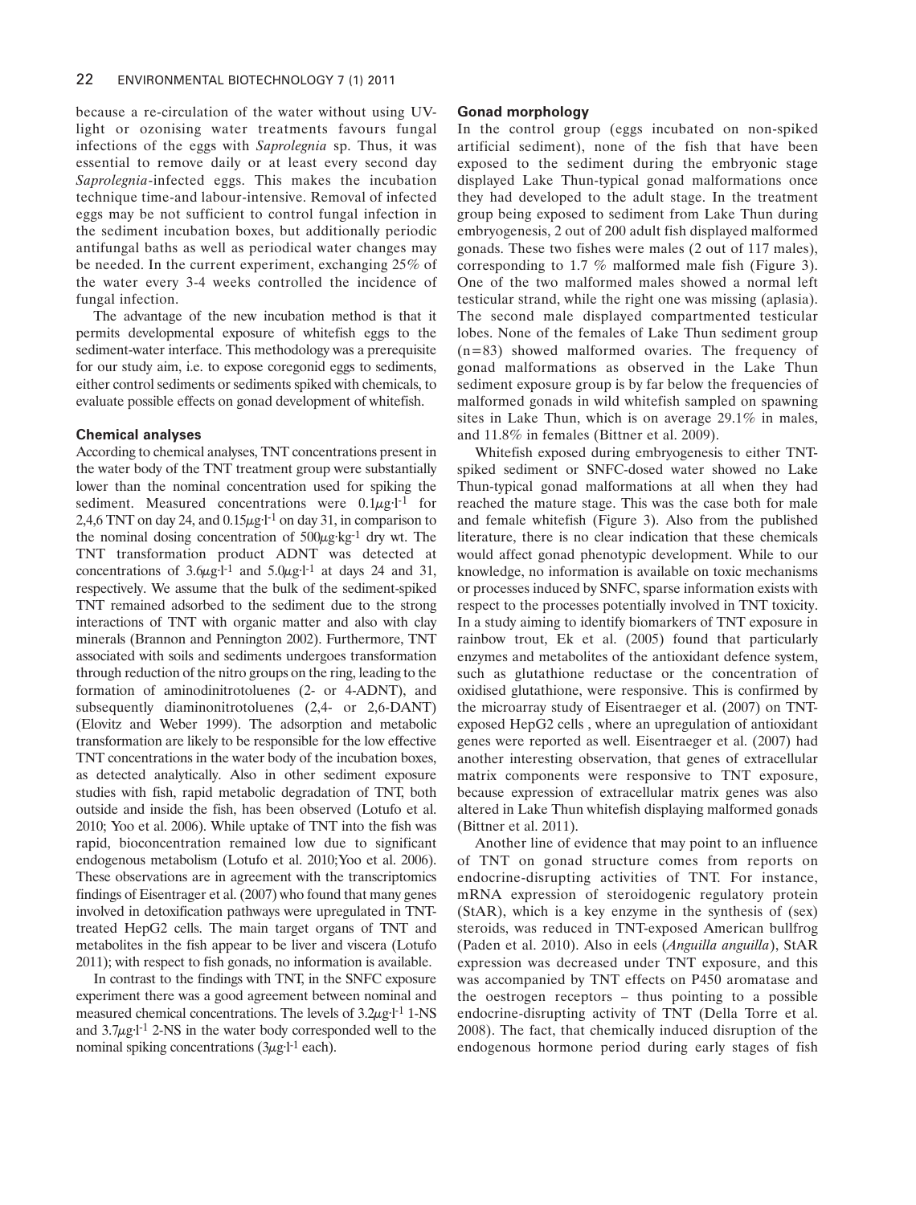because a re-circulation of the water without using UV-light or ozonising water treatments favours fungal infections of the eggs with *Saprolegnia* sp. Thus, it was essential to remove daily or at least every second day *Saprolegnia*-infected eggs. This makes the incubation technique time-and labour-intensive. Removal of infected eggs may be not sufficient to control fungal infection in the sediment incubation boxes, but additionally periodic antifungal baths as well as periodical water changes may be needed. In the current experiment, exchanging 25% of the water every 3-4 weeks controlled the incidence of fungal infection.

The advantage of the new incubation method is that it permits developmental exposure of whitefish eggs to the sediment-water interface. This methodology was a prerequisite for our study aim, i.e. to expose coregonid eggs to sediments, either control sediments or sediments spiked with chemicals, to evaluate possible effects on gonad development of whitefish.

### Chemical analyses

According to chemical analyses, TNT concentrations present in the water body of the TNT treatment group were substantially lower than the nominal concentration used for spiking the sediment. Measured concentrations were $0.1\mu g \cdot l^{-1}$ for 2,4,6 TNT on day 24, and $0.15\mu g \cdot l^{-1}$ on day 31, in comparison to the nominal dosing concentration of $500\mu g \cdot kg^{-1}$ dry wt. The TNT transformation product ADNT was detected at concentrations of $3.6\mu g \cdot l^{-1}$ and $5.0\mu g \cdot l^{-1}$ at days 24 and 31, respectively. We assume that the bulk of the sediment-spiked TNT remained adsorbed to the sediment due to the strong interactions of TNT with organic matter and also with clay minerals (Brannon and Pennington 2002). Furthermore, TNT associated with soils and sediments undergoes transformation through reduction of the nitro groups on the ring, leading to the formation of aminodinitrotoluenes (2- or 4-ADNT), and subsequently diaminonitrotoluenes (2,4- or 2,6-DANT) (Elovitz and Weber 1999). The adsorption and metabolic transformation are likely to be responsible for the low effective TNT concentrations in the water body of the incubation boxes, as detected analytically. Also in other sediment exposure studies with fish, rapid metabolic degradation of TNT, both outside and inside the fish, has been observed (Lotufo et al. 2010; Yoo et al. 2006). While uptake of TNT into the fish was rapid, bioconcentration remained low due to significant endogenous metabolism (Lotufo et al. 2010;Yoo et al. 2006). These observations are in agreement with the transcriptomics findings of Eisentrager et al. (2007) who found that many genes involved in detoxification pathways were upregulated in TNT-treated HepG2 cells. The main target organs of TNT and metabolites in the fish appear to be liver and viscera (Lotufo 2011); with respect to fish gonads, no information is available.

In contrast to the findings with TNT, in the SNFC exposure experiment there was a good agreement between nominal and measured chemical concentrations. The levels of $3.2\mu g \cdot l^{-1}$ 1-NS and $3.7\mu g \cdot l^{-1}$ 2-NS in the water body corresponded well to the nominal spiking concentrations ($3\mu g \cdot l^{-1}$ each).

### Gonad morphology

In the control group (eggs incubated on non-spiked artificial sediment), none of the fish that have been exposed to the sediment during the embryonic stage displayed Lake Thun-typical gonad malformations once they had developed to the adult stage. In the treatment group being exposed to sediment from Lake Thun during embryogenesis, 2 out of 200 adult fish displayed malformed gonads. These two fishes were males (2 out of 117 males), corresponding to 1.7 % malformed male fish (Figure 3). One of the two malformed males showed a normal left testicular strand, while the right one was missing (aplasia). The second male displayed compartmented testicular lobes. None of the females of Lake Thun sediment group (n=83) showed malformed ovaries. The frequency of gonad malformations as observed in the Lake Thun sediment exposure group is by far below the frequencies of malformed gonads in wild whitefish sampled on spawning sites in Lake Thun, which is on average 29.1% in males, and 11.8% in females (Bittner et al. 2009).

Whitefish exposed during embryogenesis to either TNT-spiked sediment or SNFC-dosed water showed no Lake Thun-typical gonad malformations at all when they had reached the mature stage. This was the case both for male and female whitefish (Figure 3). Also from the published literature, there is no clear indication that these chemicals would affect gonad phenotypic development. While to our knowledge, no information is available on toxic mechanisms or processes induced by SNFC, sparse information exists with respect to the processes potentially involved in TNT toxicity. In a study aiming to identify biomarkers of TNT exposure in rainbow trout, Ek et al. (2005) found that particularly enzymes and metabolites of the antioxidant defence system, such as glutathione reductase or the concentration of oxidised glutathione, were responsive. This is confirmed by the microarray study of Eisentraeger et al. (2007) on TNT-exposed HepG2 cells , where an upregulation of antioxidant genes were reported as well. Eisentraeger et al. (2007) had another interesting observation, that genes of extracellular matrix components were responsive to TNT exposure, because expression of extracellular matrix genes was also altered in Lake Thun whitefish displaying malformed gonads (Bittner et al. 2011).

Another line of evidence that may point to an influence of TNT on gonad structure comes from reports on endocrine-disrupting activities of TNT. For instance, mRNA expression of steroidogenic regulatory protein (StAR), which is a key enzyme in the synthesis of (sex) steroids, was reduced in TNT-exposed American bullfrog (Paden et al. 2010). Also in eels (*Anguilla anguilla*), StAR expression was decreased under TNT exposure, and this was accompanied by TNT effects on P450 aromatase and the oestrogen receptors – thus pointing to a possible endocrine-disrupting activity of TNT (Della Torre et al. 2008). The fact, that chemically induced disruption of the endogenous hormone period during early stages of fish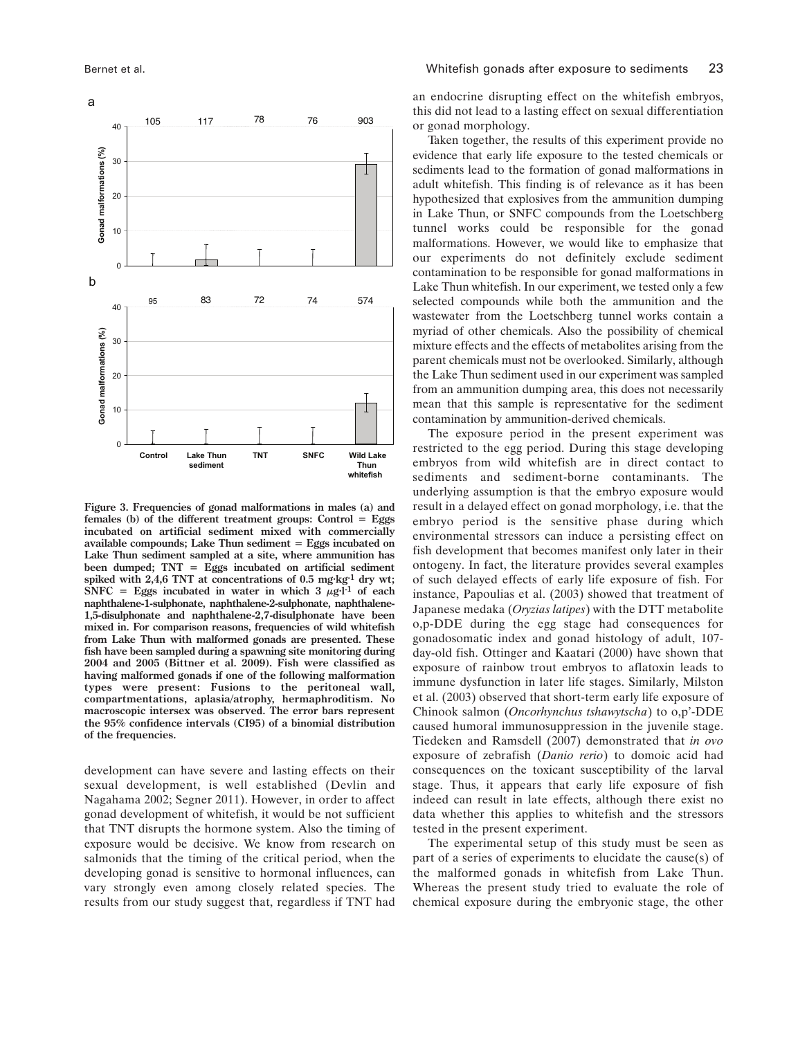a

b

**Figure 3. Frequencies of gonad malformations in males (a) and females (b) of the different treatment groups: Control = Eggs incubated on artificial sediment mixed with commercially available compounds; Lake Thun sediment = Eggs incubated on Lake Thun sediment sampled at a site, where ammunition has been dumped; TNT = Eggs incubated on artificial sediment spiked with 2,4,6 TNT at concentrations of 0.5 mg·kg$^{-1}$ dry wt; SNFC = Eggs incubated in water in which 3 $\mu$g·l$^{-1}$ of each naphthalene-1-sulphonate, naphthalene-2-sulphonate, naphthalene-1,5-disulphonate and naphthalene-2,7-disulphonate have been mixed in. For comparison reasons, frequencies of wild whitefish from Lake Thun with malformed gonads are presented. These fish have been sampled during a spawning site monitoring during 2004 and 2005 (Bittner et al. 2009). Fish were classified as having malformed gonads if one of the following malformation types were present: Fusions to the peritoneal wall, compartmentations, aplasia/atrophy, hermaphroditism. No macroscopic intersex was observed. The error bars represent the 95% confidence intervals (CI95) of a binomial distribution of the frequencies.**

development can have severe and lasting effects on their sexual development, is well established (Devlin and Nagahama 2002; Segner 2011). However, in order to affect gonad development of whitefish, it would be not sufficient that TNT disrupts the hormone system. Also the timing of exposure would be decisive. We know from research on salmonids that the timing of the critical period, when the developing gonad is sensitive to hormonal influences, can vary strongly even among closely related species. The results from our study suggest that, regardless if TNT had an endocrine disrupting effect on the whitefish embryos, this did not lead to a lasting effect on sexual differentiation or gonad morphology.

Taken together, the results of this experiment provide no evidence that early life exposure to the tested chemicals or sediments lead to the formation of gonad malformations in adult whitefish. This finding is of relevance as it has been hypothesized that explosives from the ammunition dumping in Lake Thun, or SNFC compounds from the Loetschberg tunnel works could be responsible for the gonad malformations. However, we would like to emphasize that our experiments do not definitely exclude sediment contamination to be responsible for gonad malformations in Lake Thun whitefish. In our experiment, we tested only a few selected compounds while both the ammunition and the wastewater from the Loetschberg tunnel works contain a myriad of other chemicals. Also the possibility of chemical mixture effects and the effects of metabolites arising from the parent chemicals must not be overlooked. Similarly, although the Lake Thun sediment used in our experiment was sampled from an ammunition dumping area, this does not necessarily mean that this sample is representative for the sediment contamination by ammunition-derived chemicals.

The exposure period in the present experiment was restricted to the egg period. During this stage developing embryos from wild whitefish are in direct contact to sediments and sediment-borne contaminants. The underlying assumption is that the embryo exposure would result in a delayed effect on gonad morphology, i.e. that the embryo period is the sensitive phase during which environmental stressors can induce a persisting effect on fish development that becomes manifest only later in their ontogeny. In fact, the literature provides several examples of such delayed effects of early life exposure of fish. For instance, Papoulias et al. (2003) showed that treatment of Japanese medaka (*Oryzias latipes*) with the DTT metabolite o,p-DDE during the egg stage had consequences for gonadosomatic index and gonad histology of adult, 107-day-old fish. Ottinger and Kaatari (2000) have shown that exposure of rainbow trout embryos to aflatoxin leads to immune dysfunction in later life stages. Similarly, Milston et al. (2003) observed that short-term early life exposure of Chinook salmon (*Oncorhynchus tshawytscha*) to o,p'-DDE caused humoral immunosuppression in the juvenile stage. Tiedeken and Ramsdell (2007) demonstrated that *in ovo* exposure of zebrafish (*Danio rerio*) to domoic acid had consequences on the toxicant susceptibility of the larval stage. Thus, it appears that early life exposure of fish indeed can result in late effects, although there exist no data whether this applies to whitefish and the stressors tested in the present experiment.

The experimental setup of this study must be seen as part of a series of experiments to elucidate the cause(s) of the malformed gonads in whitefish from Lake Thun. Whereas the present study tried to evaluate the role of chemical exposure during the embryonic stage, the other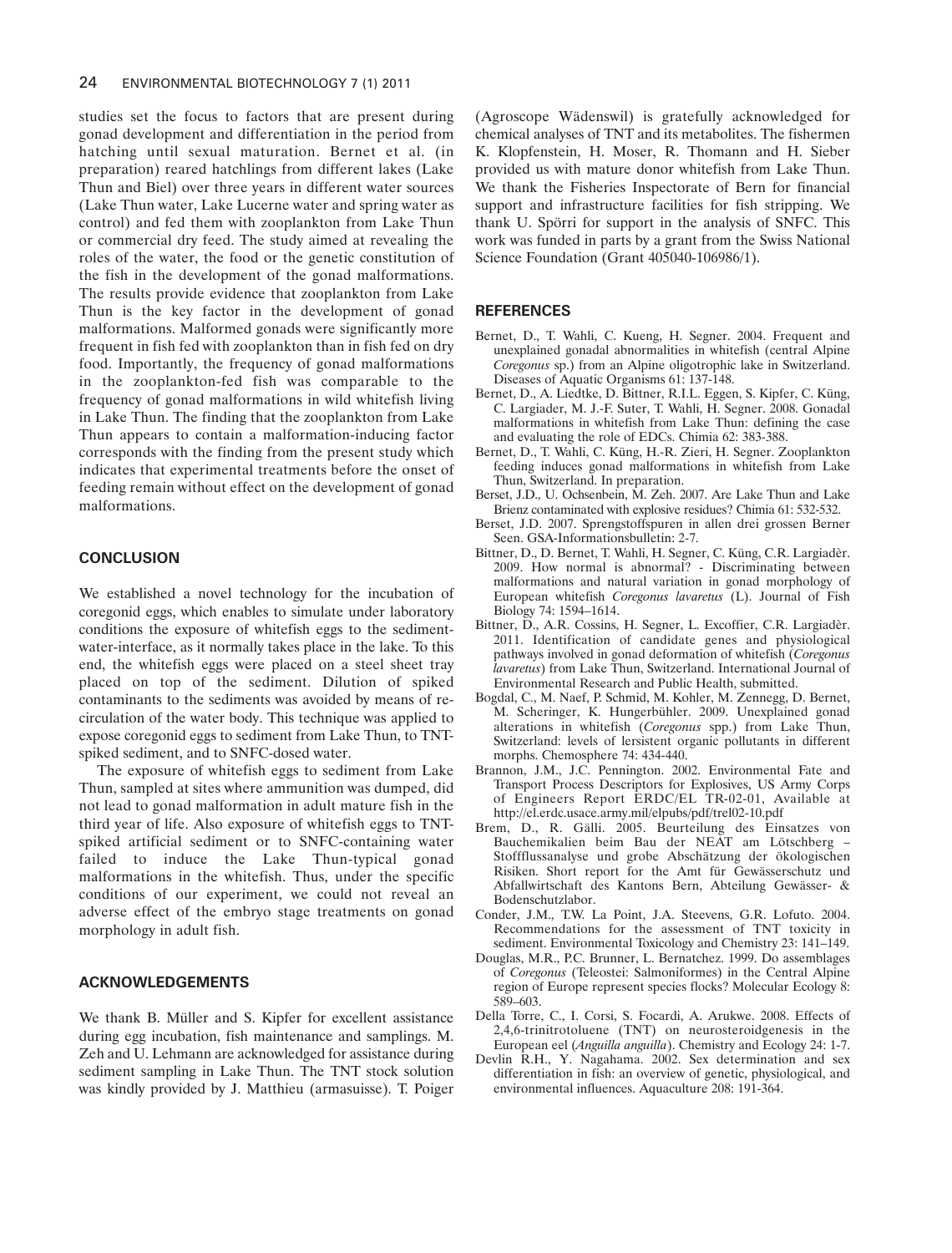studies set the focus to factors that are present during gonad development and differentiation in the period from hatching until sexual maturation. Bernet et al. (in preparation) reared hatchlings from different lakes (Lake Thun and Biel) over three years in different water sources (Lake Thun water, Lake Lucerne water and spring water as control) and fed them with zooplankton from Lake Thun or commercial dry feed. The study aimed at revealing the roles of the water, the food or the genetic constitution of the fish in the development of the gonad malformations. The results provide evidence that zooplankton from Lake Thun is the key factor in the development of gonad malformations. Malformed gonads were significantly more frequent in fish fed with zooplankton than in fish fed on dry food. Importantly, the frequency of gonad malformations in the zooplankton-fed fish was comparable to the frequency of gonad malformations in wild whitefish living in Lake Thun. The finding that the zooplankton from Lake Thun appears to contain a malformation-inducing factor corresponds with the finding from the present study which indicates that experimental treatments before the onset of feeding remain without effect on the development of gonad malformations.

## CONCLUSION

We established a novel technology for the incubation of coregonid eggs, which enables to simulate under laboratory conditions the exposure of whitefish eggs to the sediment-water-interface, as it normally takes place in the lake. To this end, the whitefish eggs were placed on a steel sheet tray placed on top of the sediment. Dilution of spiked contaminants to the sediments was avoided by means of re-circulation of the water body. This technique was applied to expose coregonid eggs to sediment from Lake Thun, to TNT-spiked sediment, and to SNFC-dosed water.

The exposure of whitefish eggs to sediment from Lake Thun, sampled at sites where ammunition was dumped, did not lead to gonad malformation in adult mature fish in the third year of life. Also exposure of whitefish eggs to TNT-spiked artificial sediment or to SNFC-containing water failed to induce the Lake Thun-typical gonad malformations in the whitefish. Thus, under the specific conditions of our experiment, we could not reveal an adverse effect of the embryo stage treatments on gonad morphology in adult fish.

## ACKNOWLEDGEMENTS

We thank B. Müller and S. Kipfer for excellent assistance during egg incubation, fish maintenance and samplings. M. Zeh and U. Lehmann are acknowledged for assistance during sediment sampling in Lake Thun. The TNT stock solution was kindly provided by J. Matthieu (armasuisse). T. Poiger (Agroscope Wädenswil) is gratefully acknowledged for chemical analyses of TNT and its metabolites. The fishermen K. Klopfenstein, H. Moser, R. Thomann and H. Sieber provided us with mature donor whitefish from Lake Thun. We thank the Fisheries Inspectorate of Bern for financial support and infrastructure facilities for fish stripping. We thank U. Spörri for support in the analysis of SNFC. This work was funded in parts by a grant from the Swiss National Science Foundation (Grant 405040-106986/1).

## REFERENCES

Bernet, D., T. Wahli, C. Kueng, H. Segner. 2004. Frequent and unexplained gonadal abnormalities in whitefish (central Alpine *Coregonus* sp.) from an Alpine oligotrophic lake in Switzerland. Diseases of Aquatic Organisms 61: 137-148.

Bernet, D., A. Liedtke, D. Bittner, R.I.L. Eggen, S. Kipfer, C. Küng, C. Largiader, M. J.-F. Suter, T. Wahli, H. Segner. 2008. Gonadal malformations in whitefish from Lake Thun: defining the case and evaluating the role of EDCs. Chimia 62: 383-388.

Bernet, D., T. Wahli, C. Küng, H.-R. Zieri, H. Segner. Zooplankton feeding induces gonad malformations in whitefish from Lake Thun, Switzerland. In preparation.

Berset, J.D., U. Ochsenbein, M. Zeh. 2007. Are Lake Thun and Lake Brienz contaminated with explosive residues? Chimia 61: 532-532.

Berset, J.D. 2007. Sprengstoffspuren in allen drei grossen Berner Seen. GSA-Informationsbulletin: 2-7.

Bittner, D., D. Bernet, T. Wahli, H. Segner, C. Küng, C.R. Largiadèr. 2009. How normal is abnormal? - Discriminating between malformations and natural variation in gonad morphology of European whitefish *Coregonus lavaretus* (L). Journal of Fish Biology 74: 1594–1614.

Bittner, D., A.R. Cossins, H. Segner, L. Excoffier, C.R. Largiadèr. 2011. Identification of candidate genes and physiological pathways involved in gonad deformation of whitefish (*Coregonus lavaretus*) from Lake Thun, Switzerland. International Journal of Environmental Research and Public Health, submitted.

Bogdal, C., M. Naef, P. Schmid, M. Kohler, M. Zennegg, D. Bernet, M. Scheringer, K. Hungerbühler. 2009. Unexplained gonad alterations in whitefish (*Coregonus* spp.) from Lake Thun, Switzerland: levels of lersistent organic pollutants in different morphs. Chemosphere 74: 434-440.

Brannon, J.M., J.C. Pennington. 2002. Environmental Fate and Transport Process Descriptors for Explosives, US Army Corps of Engineers Report ERDC/EL TR-02-01, Available at http://el.erdc.usace.army.mil/elpubs/pdf/trel02-10.pdf

Brem, D., R. Gälli. 2005. Beurteilung des Einsatzes von Bauchemikalien beim Bau der NEAT am Lötschberg – Stoffflussanalyse und grobe Abschätzung der ökologischen Risiken. Short report for the Amt für Gewässerschutz und Abfallwirtschaft des Kantons Bern, Abteilung Gewässer- & Bodenschutzlabor.

Conder, J.M., T.W. La Point, J.A. Steevens, G.R. Lofuto. 2004. Recommendations for the assessment of TNT toxicity in sediment. Environmental Toxicology and Chemistry 23: 141–149.

Douglas, M.R., P.C. Brunner, L. Bernatchez. 1999. Do assemblages of *Coregonus* (Teleostei: Salmoniformes) in the Central Alpine region of Europe represent species flocks? Molecular Ecology 8: 589–603.

Della Torre, C., I. Corsi, S. Focardi, A. Arukwe. 2008. Effects of 2,4,6-trinitrotoluene (TNT) on neurosteroidgenesis in the European eel (*Anguilla anguilla*). Chemistry and Ecology 24: 1-7.

Devlin R.H., Y. Nagahama. 2002. Sex determination and sex differentiation in fish: an overview of genetic, physiological, and environmental influences. Aquaculture 208: 191-364.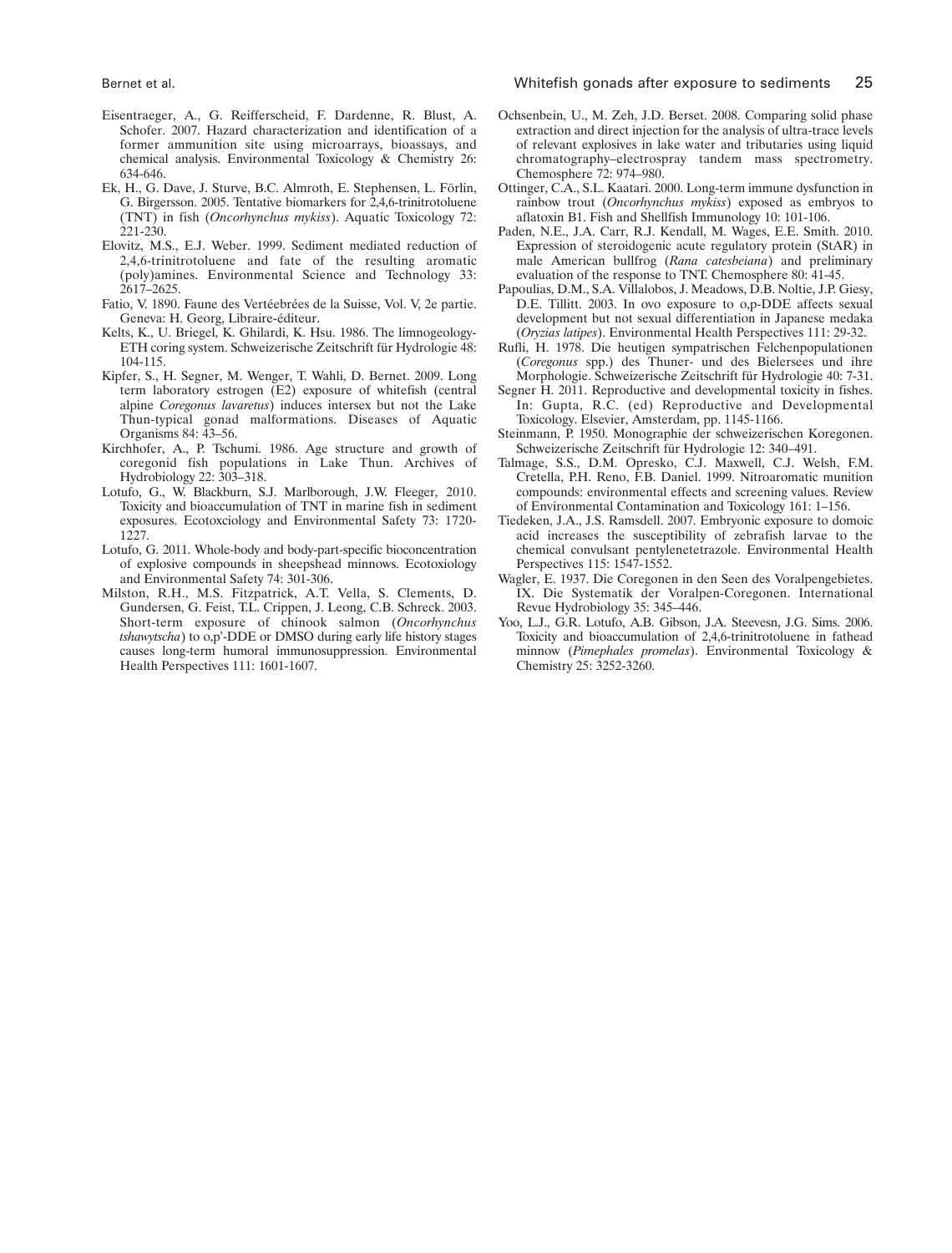Eisentraeger, A., G. Reifferscheid, F. Dardenne, R. Blust, A. Schofer. 2007. Hazard characterization and identification of a former ammunition site using microarrays, bioassays, and chemical analysis. Environmental Toxicology & Chemistry 26: 634-646.

Ek, H., G. Dave, J. Sturve, B.C. Almroth, E. Stephensen, L. Förlin, G. Birgersson. 2005. Tentative biomarkers for 2,4,6-trinitrotoluene (TNT) in fish (*Oncorhynchus mykiss*). Aquatic Toxicology 72: 221-230.

Elovitz, M.S., E.J. Weber. 1999. Sediment mediated reduction of 2,4,6-trinitrotoluene and fate of the resulting aromatic (poly)amines. Environmental Science and Technology 33: 2617–2625.

Fatio, V. 1890. Faune des Vertéebrées de la Suisse, Vol. V, 2e partie. Geneva: H. Georg, Libraire-éditeur.

Kelts, K., U. Briegel, K. Ghilardi, K. Hsu. 1986. The limnogeology-ETH coring system. Schweizerische Zeitschrift für Hydrologie 48: 104-115.

Kipfer, S., H. Segner, M. Wenger, T. Wahli, D. Bernet. 2009. Long term laboratory estrogen (E2) exposure of whitefish (central alpine *Coregonus lavaretus*) induces intersex but not the Lake Thun-typical gonad malformations. Diseases of Aquatic Organisms 84: 43–56.

Kirchhofer, A., P. Tschumi. 1986. Age structure and growth of coregonid fish populations in Lake Thun. Archives of Hydrobiology 22: 303–318.

Lotufo, G., W. Blackburn, S.J. Marlborough, J.W. Fleeger, 2010. Toxicity and bioaccumulation of TNT in marine fish in sediment exposures. Ecotoxciology and Environmental Safety 73: 1720-1227.

Lotufo, G. 2011. Whole-body and body-part-specific bioconcentration of explosive compounds in sheepshead minnows. Ecotoxiology and Environmental Safety 74: 301-306.

Milston, R.H., M.S. Fitzpatrick, A.T. Vella, S. Clements, D. Gundersen, G. Feist, T.L. Crippen, J. Leong, C.B. Schreck. 2003. Short-term exposure of chinook salmon (*Oncorhynchus tshawytscha*) to o,p'-DDE or DMSO during early life history stages causes long-term humoral immunosuppression. Environmental Health Perspectives 111: 1601-1607.

Ochsenbein, U., M. Zeh, J.D. Berset. 2008. Comparing solid phase extraction and direct injection for the analysis of ultra-trace levels of relevant explosives in lake water and tributaries using liquid chromatography–electrospray tandem mass spectrometry. Chemosphere 72: 974–980.

Ottinger, C.A., S.L. Kaatari. 2000. Long-term immune dysfunction in rainbow trout (*Oncorhynchus mykiss*) exposed as embryos to aflatoxin B1. Fish and Shellfish Immunology 10: 101-106.

Paden, N.E., J.A. Carr, R.J. Kendall, M. Wages, E.E. Smith. 2010. Expression of steroidogenic acute regulatory protein (StAR) in male American bullfrog (*Rana catesbeiana*) and preliminary evaluation of the response to TNT. Chemosphere 80: 41-45.

Papoulias, D.M., S.A. Villalobos, J. Meadows, D.B. Noltie, J.P. Giesy, D.E. Tillitt. 2003. In ovo exposure to o,p-DDE affects sexual development but not sexual differentiation in Japanese medaka (*Oryzias latipes*). Environmental Health Perspectives 111: 29-32.

Rufli, H. 1978. Die heutigen sympatrischen Felchenpopulationen (*Coregonus* spp.) des Thuner- und des Bielersees und ihre Morphologie. Schweizerische Zeitschrift für Hydrologie 40: 7-31.

Segner H. 2011. Reproductive and developmental toxicity in fishes. In: Gupta, R.C. (ed) Reproductive and Developmental Toxicology. Elsevier, Amsterdam, pp. 1145-1166.

Steinmann, P. 1950. Monographie der schweizerischen Koregonen. Schweizerische Zeitschrift für Hydrologie 12: 340–491.

Talmage, S.S., D.M. Opresko, C.J. Maxwell, C.J. Welsh, F.M. Cretella, P.H. Reno, F.B. Daniel. 1999. Nitroaromatic munition compounds: environmental effects and screening values. Review of Environmental Contamination and Toxicology 161: 1–156.

Tiedeken, J.A., J.S. Ramsdell. 2007. Embryonic exposure to domoic acid increases the susceptibility of zebrafish larvae to the chemical convulsant pentylenetetrazole. Environmental Health Perspectives 115: 1547-1552.

Wagler, E. 1937. Die Coregonen in den Seen des Voralpengebietes. IX. Die Systematik der Voralpen-Coregonen. International Revue Hydrobiology 35: 345–446.

Yoo, L.J., G.R. Lotufo, A.B. Gibson, J.A. Steevesn, J.G. Sims. 2006. Toxicity and bioaccumulation of 2,4,6-trinitrotoluene in fathead minnow (*Pimephales promelas*). Environmental Toxicology & Chemistry 25: 3252-3260.